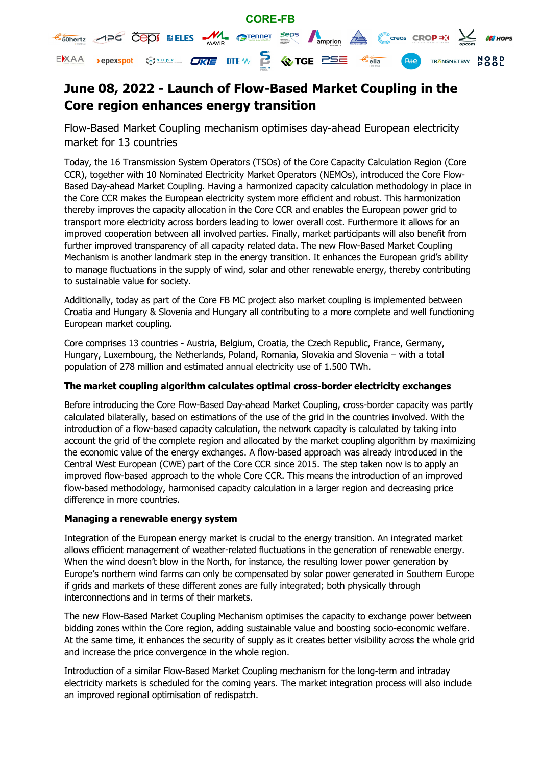**CORE-FB**

# June 08, 2022 - Launch of Flow-Based Market Coupling in the Core region enhances energy transition

Flow-Based Market Coupling mechanism optimises day-ahead European electricity market for 13 countries

Today, the 16 Transmission System Operators (TSOs) of the Core Capacity Calculation Region (Core CCR), together with 10 Nominated Electricity Market Operators (NEMOs), introduced the Core Flow-Based Day-ahead Market Coupling. Having a harmonized capacity calculation methodology in place in the Core CCR makes the European electricity system more efficient and robust. This harmonization thereby improves the capacity allocation in the Core CCR and enables the European power grid to transport more electricity across borders leading to lower overall cost. Furthermore it allows for an improved cooperation between all involved parties. Finally, market participants will also benefit from further improved transparency of all capacity related data. The new Flow-Based Market Coupling Mechanism is another landmark step in the energy transition. It enhances the European grid's ability to manage fluctuations in the supply of wind, solar and other renewable energy, thereby contributing to sustainable value for society.

Additionally, today as part of the Core FB MC project also market coupling is implemented between Croatia and Hungary & Slovenia and Hungary all contributing to a more complete and well functioning European market coupling.

Core comprises 13 countries - Austria, Belgium, Croatia, the Czech Republic, France, Germany, Hungary, Luxembourg, the Netherlands, Poland, Romania, Slovakia and Slovenia – with a total population of 278 million and estimated annual electricity use of 1.500 TWh.

**The market coupling algorithm calculates optimal cross-border electricity exchanges**

Before introducing the Core Flow-Based Day-ahead Market Coupling, cross-border capacity was partly calculated bilaterally, based on estimations of the use of the grid in the countries involved. With the introduction of a flow-based capacity calculation, the network capacity is calculated by taking into account the grid of the complete region and allocated by the market coupling algorithm by maximizing the economic value of the energy exchanges. A flow-based approach was already introduced in the Central West European (CWE) part of the Core CCR since 2015. The step taken now is to apply an improved flow-based approach to the whole Core CCR. This means the introduction of an improved flow-based methodology, harmonised capacity calculation in a larger region and decreasing price difference in more countries.

**Managing a renewable energy system**

Integration of the European energy market is crucial to the energy transition. An integrated market allows efficient management of weather-related fluctuations in the generation of renewable energy. When the wind doesn't blow in the North, for instance, the resulting lower power generation by Europe's northern wind farms can only be compensated by solar power generated in Southern Europe if grids and markets of these different zones are fully integrated; both physically through interconnections and in terms of their markets.

The new Flow-Based Market Coupling Mechanism optimises the capacity to exchange power between bidding zones within the Core region, adding sustainable value and boosting socio-economic welfare. At the same time, it enhances the security of supply as it creates better visibility across the whole grid and increase the price convergence in the whole region.

Introduction of a similar Flow-Based Market Coupling mechanism for the long-term and intraday electricity markets is scheduled for the coming years. The market integration process will also include an improved regional optimisation of redispatch.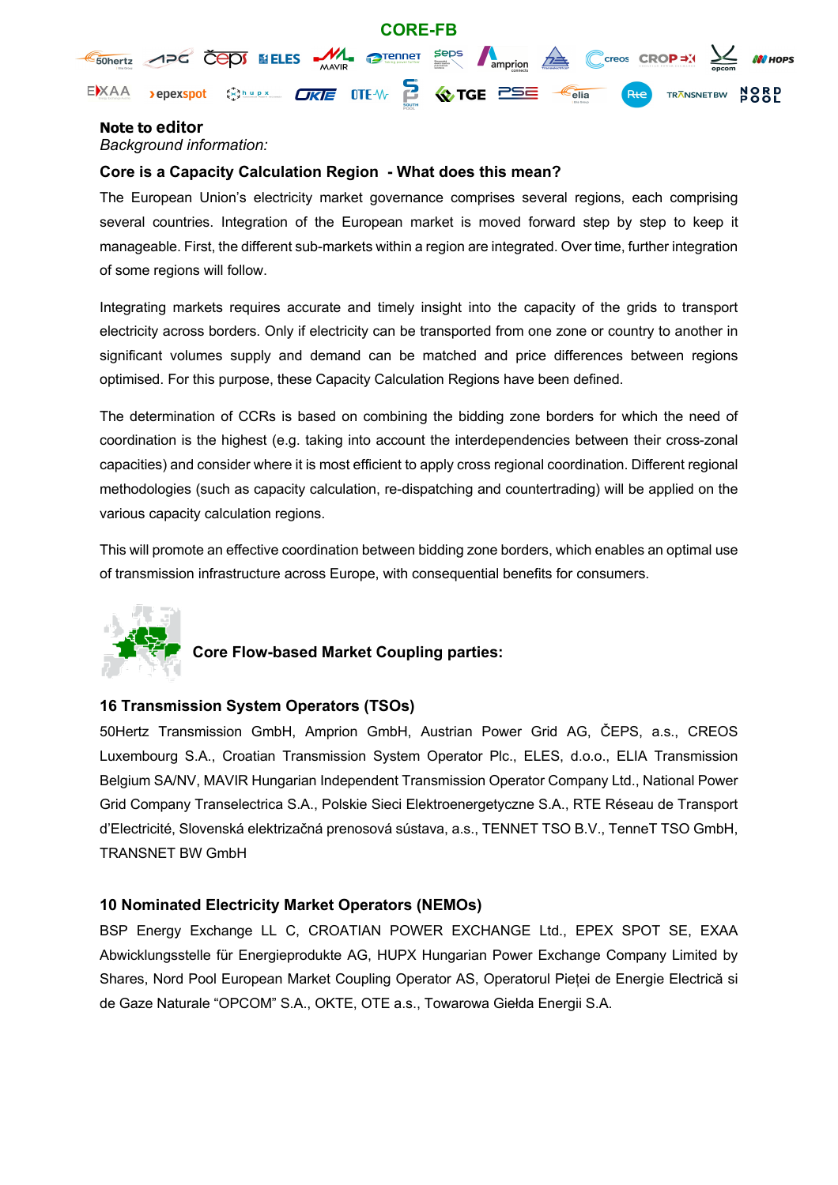CORE-FB

**Note to editor**

*Background information:*

### Core is a Capacity Calculation Region - What does this mean?

The European Union's electricity market governance comprises several regions, each comprising several countries. Integration of the European market is moved forward step by step to keep it manageable. First, the different sub-markets within a region are integrated. Over time, further integration of some regions will follow.

Integrating markets requires accurate and timely insight into the capacity of the grids to transport electricity across borders. Only if electricity can be transported from one zone or country to another in significant volumes supply and demand can be matched and price differences between regions optimised. For this purpose, these Capacity Calculation Regions have been defined.

The determination of CCRs is based on combining the bidding zone borders for which the need of coordination is the highest (e.g. taking into account the interdependencies between their cross-zonal capacities) and consider where it is most efficient to apply cross regional coordination. Different regional methodologies (such as capacity calculation, re-dispatching and countertrading) will be applied on the various capacity calculation regions.

This will promote an effective coordination between bidding zone borders, which enables an optimal use of transmission infrastructure across Europe, with consequential benefits for consumers.

### Core Flow-based Market Coupling parties:

### 16 Transmission System Operators (TSOs)

50Hertz Transmission GmbH, Amprion GmbH, Austrian Power Grid AG, ČEPS, a.s., CREOS Luxembourg S.A., Croatian Transmission System Operator Plc., ELES, d.o.o., ELIA Transmission Belgium SA/NV, MAVIR Hungarian Independent Transmission Operator Company Ltd., National Power Grid Company Transelectrica S.A., Polskie Sieci Elektroenergetyczne S.A., RTE Réseau de Transport d'Electricité, Slovenská elektrizačná prenosová sústava, a.s., TENNET TSO B.V., TenneT TSO GmbH, TRANSNET BW GmbH

### 10 Nominated Electricity Market Operators (NEMOs)

BSP Energy Exchange LL C, CROATIAN POWER EXCHANGE Ltd., EPEX SPOT SE, EXAA Abwicklungsstelle für Energieprodukte AG, HUPX Hungarian Power Exchange Company Limited by Shares, Nord Pool European Market Coupling Operator AS, Operatorul Pieței de Energie Electrică si de Gaze Naturale "OPCOM" S.A., OKTE, OTE a.s., Towarowa Giełda Energii S.A.